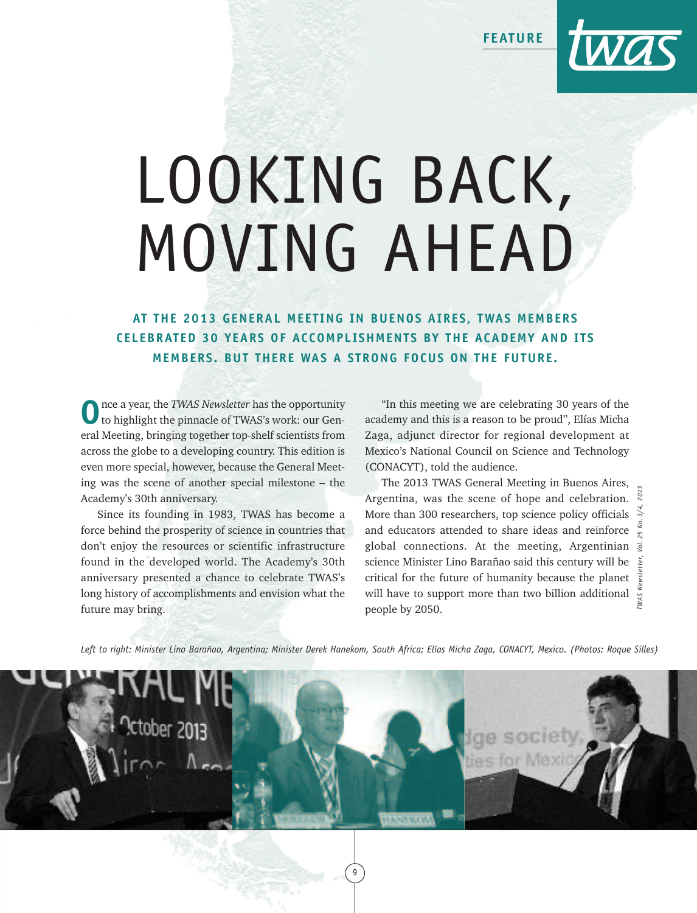FEATURE

# LOOKING BACK, MOVING AHEAD

**AT THE 2013 GENERAL MEETING IN BUENOS AIRES, TWAS MEMBERS CELEBRATED 30 YEARS OF ACCOMPLISHMENTS BY THE ACADEMY AND ITS MEMBERS. BUT THERE WAS A STRONG FOCUS ON THE FUTURE.**

Once a year, the *TWAS Newsletter* has the opportunity to highlight the pinnacle of TWAS's work: our General Meeting, bringing together top-shelf scientists from across the globe to a developing country. This edition is even more special, however, because the General Meeting was the scene of another special milestone – the Academy's 30th anniversary.

Since its founding in 1983, TWAS has become a force behind the prosperity of science in countries that don't enjoy the resources or scientific infrastructure found in the developed world. The Academy's 30th anniversary presented a chance to celebrate TWAS's long history of accomplishments and envision what the future may bring.

"In this meeting we are celebrating 30 years of the academy and this is a reason to be proud", Elías Micha Zaga, adjunct director for regional development at Mexico's National Council on Science and Technology (CONACYT), told the audience.

The 2013 TWAS General Meeting in Buenos Aires, Argentina, was the scene of hope and celebration. More than 300 researchers, top science policy officials and educators attended to share ideas and reinforce global connections. At the meeting, Argentinian science Minister Lino Barañao said this century will be critical for the future of humanity because the planet will have to support more than two billion additional people by 2050.

*Left to right: Minister Lino Barañao, Argentina; Minister Derek Hanekom, South Africa; Elías Micha Zaga, CONACYT, Mexico. (Photos: Roque Silles)*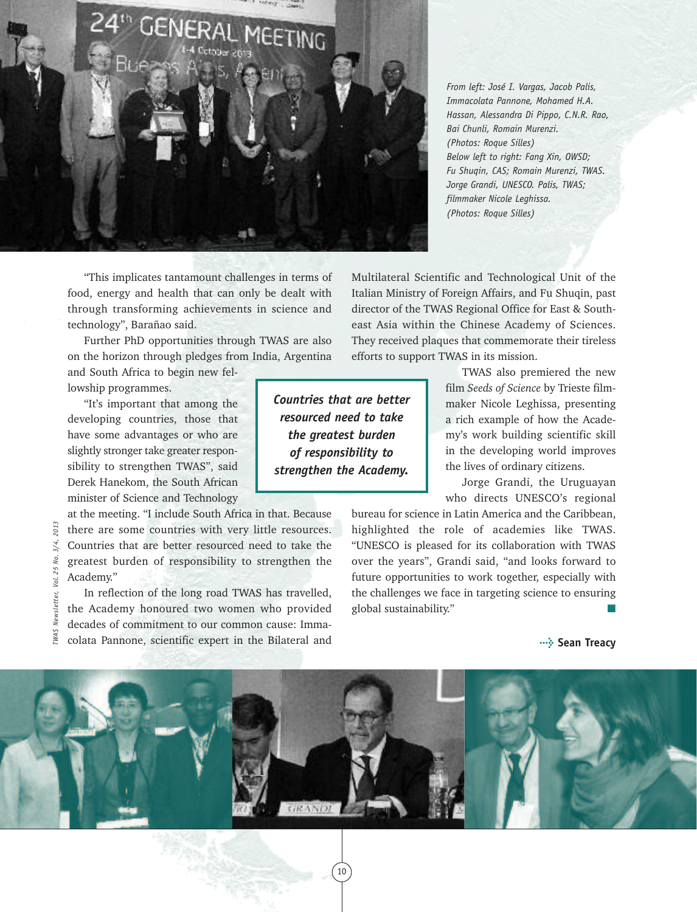From left: José I. Vargas, Jacob Palis, Immacolata Pannone, Mohamed H.A. Hassan, Alessandra Di Pippo, C.N.R. Rao, Bai Chunli, Romain Murenzi. (Photos: Roque Silles)
Below left to right: Fang Xin, OWSD; Fu Shuqin, CAS; Romain Murenzi, TWAS. Jorge Grandi, UNESCO. Palis, TWAS; filmmaker Nicole Leghissa. (Photos: Roque Silles)

"This implicates tantamount challenges in terms of food, energy and health that can only be dealt with through transforming achievements in science and technology", Barañao said.

Further PhD opportunities through TWAS are also on the horizon through pledges from India, Argentina and South Africa to begin new fellowship programmes.

"It's important that among the developing countries, those that have some advantages or who are slightly stronger take greater responsibility to strengthen TWAS", said Derek Hanekom, the South African minister of Science and Technology at the meeting. "I include South Africa in that. Because there are some countries with very little resources. Countries that are better resourced need to take the greatest burden of responsibility to strengthen the Academy."

> **Countries that are better resourced need to take the greatest burden of responsibility to strengthen the Academy.**

In reflection of the long road TWAS has travelled, the Academy honoured two women who provided decades of commitment to our common cause: Immacolata Pannone, scientific expert in the Bilateral and Multilateral Scientific and Technological Unit of the Italian Ministry of Foreign Affairs, and Fu Shuqin, past director of the TWAS Regional Office for East & South-east Asia within the Chinese Academy of Sciences. They received plaques that commemorate their tireless efforts to support TWAS in its mission.

TWAS also premiered the new film *Seeds of Science* by Trieste filmmaker Nicole Leghissa, presenting a rich example of how the Academy's work building scientific skill in the developing world improves the lives of ordinary citizens.

Jorge Grandi, the Uruguayan who directs UNESCO's regional bureau for science in Latin America and the Caribbean, highlighted the role of academies like TWAS. "UNESCO is pleased for its collaboration with TWAS over the years", Grandi said, "and looks forward to future opportunities to work together, especially with the challenges we face in targeting science to ensuring global sustainability." ■

**Sean Treacy**